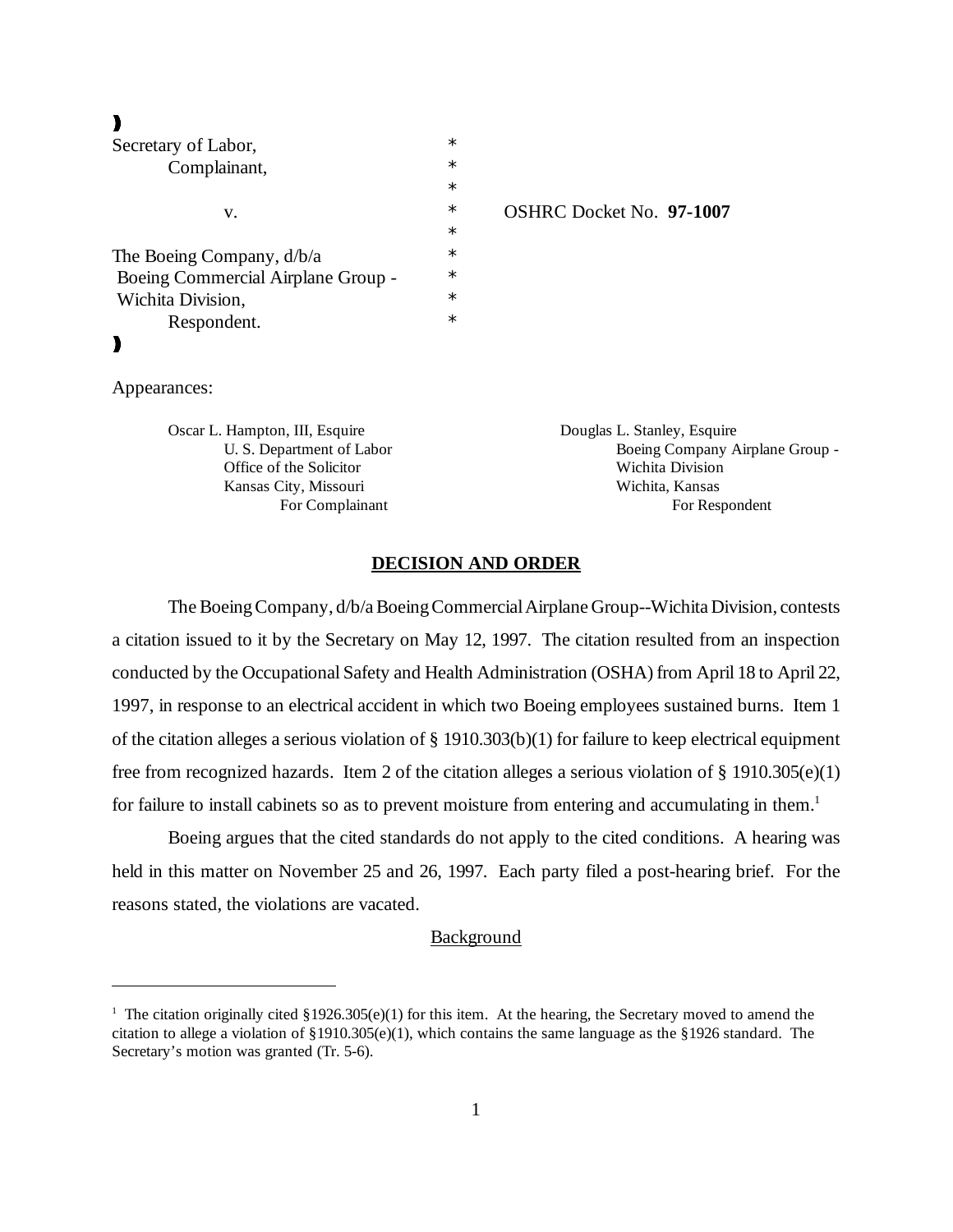| | | |
|---|---|---|
| Secretary of Labor, | * | |
| Complainant, | * | |
| | * | |
| v. | * | OSHRC Docket No. **97-1007** |
| | * | |
| The Boeing Company, d/b/a | * | |
| Boeing Commercial Airplane Group - | * | |
| Wichita Division, | * | |
| Respondent. | * | |

Appearances:

| | |
|---|---|
| Oscar L. Hampton, III, Esquire<br>U. S. Department of Labor<br>Office of the Solicitor<br>Kansas City, Missouri<br>For Complainant | Douglas L. Stanley, Esquire<br>Boeing Company Airplane Group -<br>Wichita Division<br>Wichita, Kansas<br>For Respondent |

## DECISION AND ORDER

The Boeing Company, d/b/a Boeing Commercial Airplane Group--Wichita Division, contests a citation issued to it by the Secretary on May 12, 1997. The citation resulted from an inspection conducted by the Occupational Safety and Health Administration (OSHA) from April 18 to April 22, 1997, in response to an electrical accident in which two Boeing employees sustained burns. Item 1 of the citation alleges a serious violation of § 1910.303(b)(1) for failure to keep electrical equipment free from recognized hazards. Item 2 of the citation alleges a serious violation of § 1910.305(e)(1) for failure to install cabinets so as to prevent moisture from entering and accumulating in them.[1]

Boeing argues that the cited standards do not apply to the cited conditions. A hearing was held in this matter on November 25 and 26, 1997. Each party filed a post-hearing brief. For the reasons stated, the violations are vacated.

### Background

[1] The citation originally cited §1926.305(e)(1) for this item. At the hearing, the Secretary moved to amend the citation to allege a violation of §1910.305(e)(1), which contains the same language as the §1926 standard. The Secretary's motion was granted (Tr. 5-6).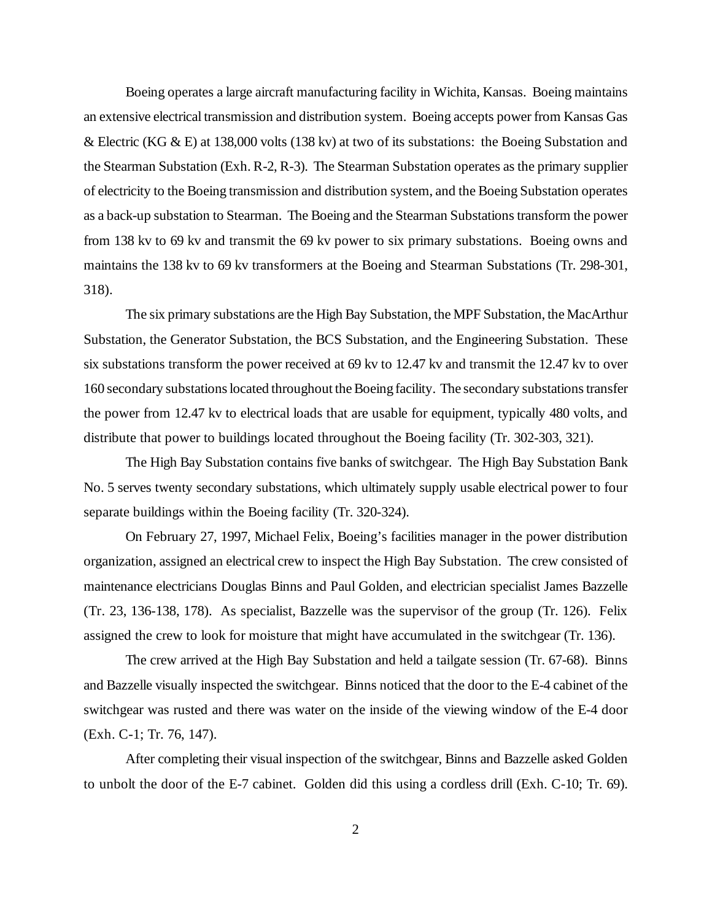Boeing operates a large aircraft manufacturing facility in Wichita, Kansas. Boeing maintains an extensive electrical transmission and distribution system. Boeing accepts power from Kansas Gas & Electric (KG & E) at 138,000 volts (138 kv) at two of its substations: the Boeing Substation and the Stearman Substation (Exh. R-2, R-3). The Stearman Substation operates as the primary supplier of electricity to the Boeing transmission and distribution system, and the Boeing Substation operates as a back-up substation to Stearman. The Boeing and the Stearman Substations transform the power from 138 kv to 69 kv and transmit the 69 kv power to six primary substations. Boeing owns and maintains the 138 kv to 69 kv transformers at the Boeing and Stearman Substations (Tr. 298-301, 318).

The six primary substations are the High Bay Substation, the MPF Substation, the MacArthur Substation, the Generator Substation, the BCS Substation, and the Engineering Substation. These six substations transform the power received at 69 kv to 12.47 kv and transmit the 12.47 kv to over 160 secondary substations located throughout the Boeing facility. The secondary substations transfer the power from 12.47 kv to electrical loads that are usable for equipment, typically 480 volts, and distribute that power to buildings located throughout the Boeing facility (Tr. 302-303, 321).

The High Bay Substation contains five banks of switchgear. The High Bay Substation Bank No. 5 serves twenty secondary substations, which ultimately supply usable electrical power to four separate buildings within the Boeing facility (Tr. 320-324).

On February 27, 1997, Michael Felix, Boeing's facilities manager in the power distribution organization, assigned an electrical crew to inspect the High Bay Substation. The crew consisted of maintenance electricians Douglas Binns and Paul Golden, and electrician specialist James Bazzelle (Tr. 23, 136-138, 178). As specialist, Bazzelle was the supervisor of the group (Tr. 126). Felix assigned the crew to look for moisture that might have accumulated in the switchgear (Tr. 136).

The crew arrived at the High Bay Substation and held a tailgate session (Tr. 67-68). Binns and Bazzelle visually inspected the switchgear. Binns noticed that the door to the E-4 cabinet of the switchgear was rusted and there was water on the inside of the viewing window of the E-4 door (Exh. C-1; Tr. 76, 147).

After completing their visual inspection of the switchgear, Binns and Bazzelle asked Golden to unbolt the door of the E-7 cabinet. Golden did this using a cordless drill (Exh. C-10; Tr. 69).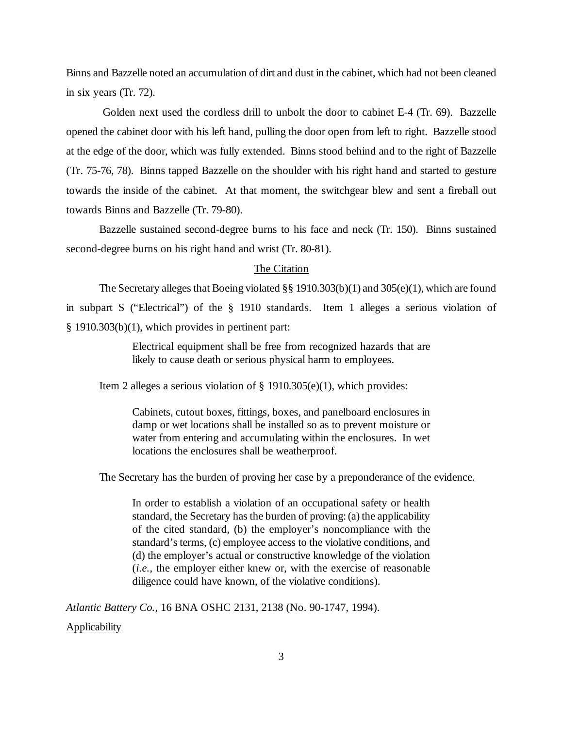Binns and Bazzelle noted an accumulation of dirt and dust in the cabinet, which had not been cleaned in six years (Tr. 72).

Golden next used the cordless drill to unbolt the door to cabinet E-4 (Tr. 69). Bazzelle opened the cabinet door with his left hand, pulling the door open from left to right. Bazzelle stood at the edge of the door, which was fully extended. Binns stood behind and to the right of Bazzelle (Tr. 75-76, 78). Binns tapped Bazzelle on the shoulder with his right hand and started to gesture towards the inside of the cabinet. At that moment, the switchgear blew and sent a fireball out towards Binns and Bazzelle (Tr. 79-80).

Bazzelle sustained second-degree burns to his face and neck (Tr. 150). Binns sustained second-degree burns on his right hand and wrist (Tr. 80-81).

## The Citation

The Secretary alleges that Boeing violated §§ 1910.303(b)(1) and 305(e)(1), which are found in subpart S ("Electrical") of the § 1910 standards. Item 1 alleges a serious violation of § 1910.303(b)(1), which provides in pertinent part:

> Electrical equipment shall be free from recognized hazards that are likely to cause death or serious physical harm to employees.

Item 2 alleges a serious violation of § 1910.305(e)(1), which provides:

> Cabinets, cutout boxes, fittings, boxes, and panelboard enclosures in damp or wet locations shall be installed so as to prevent moisture or water from entering and accumulating within the enclosures. In wet locations the enclosures shall be weatherproof.

The Secretary has the burden of proving her case by a preponderance of the evidence.

> In order to establish a violation of an occupational safety or health standard, the Secretary has the burden of proving: (a) the applicability of the cited standard, (b) the employer's noncompliance with the standard's terms, (c) employee access to the violative conditions, and (d) the employer's actual or constructive knowledge of the violation (*i.e.*, the employer either knew or, with the exercise of reasonable diligence could have known, of the violative conditions).

*Atlantic Battery Co.*, 16 BNA OSHC 2131, 2138 (No. 90-1747, 1994).

### Applicability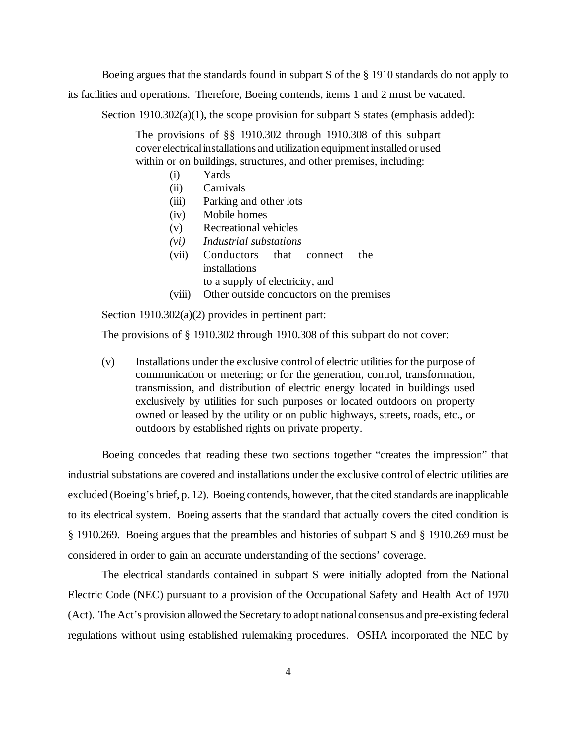Boeing argues that the standards found in subpart S of the § 1910 standards do not apply to its facilities and operations. Therefore, Boeing contends, items 1 and 2 must be vacated.

Section 1910.302(a)(1), the scope provision for subpart S states (emphasis added):

> The provisions of §§ 1910.302 through 1910.308 of this subpart cover electrical installations and utilization equipment installed or used within or on buildings, structures, and other premises, including:
>
> (i) Yards
> (ii) Carnivals
> (iii) Parking and other lots
> (iv) Mobile homes
> (v) Recreational vehicles
> *(vi) Industrial substations*
> (vii) Conductors that connect the installations to a supply of electricity, and
> (viii) Other outside conductors on the premises

Section 1910.302(a)(2) provides in pertinent part:

The provisions of § 1910.302 through 1910.308 of this subpart do not cover:

> (v) Installations under the exclusive control of electric utilities for the purpose of communication or metering; or for the generation, control, transformation, transmission, and distribution of electric energy located in buildings used exclusively by utilities for such purposes or located outdoors on property owned or leased by the utility or on public highways, streets, roads, etc., or outdoors by established rights on private property.

Boeing concedes that reading these two sections together "creates the impression" that industrial substations are covered and installations under the exclusive control of electric utilities are excluded (Boeing's brief, p. 12). Boeing contends, however, that the cited standards are inapplicable to its electrical system. Boeing asserts that the standard that actually covers the cited condition is § 1910.269. Boeing argues that the preambles and histories of subpart S and § 1910.269 must be considered in order to gain an accurate understanding of the sections' coverage.

The electrical standards contained in subpart S were initially adopted from the National Electric Code (NEC) pursuant to a provision of the Occupational Safety and Health Act of 1970 (Act). The Act's provision allowed the Secretary to adopt national consensus and pre-existing federal regulations without using established rulemaking procedures. OSHA incorporated the NEC by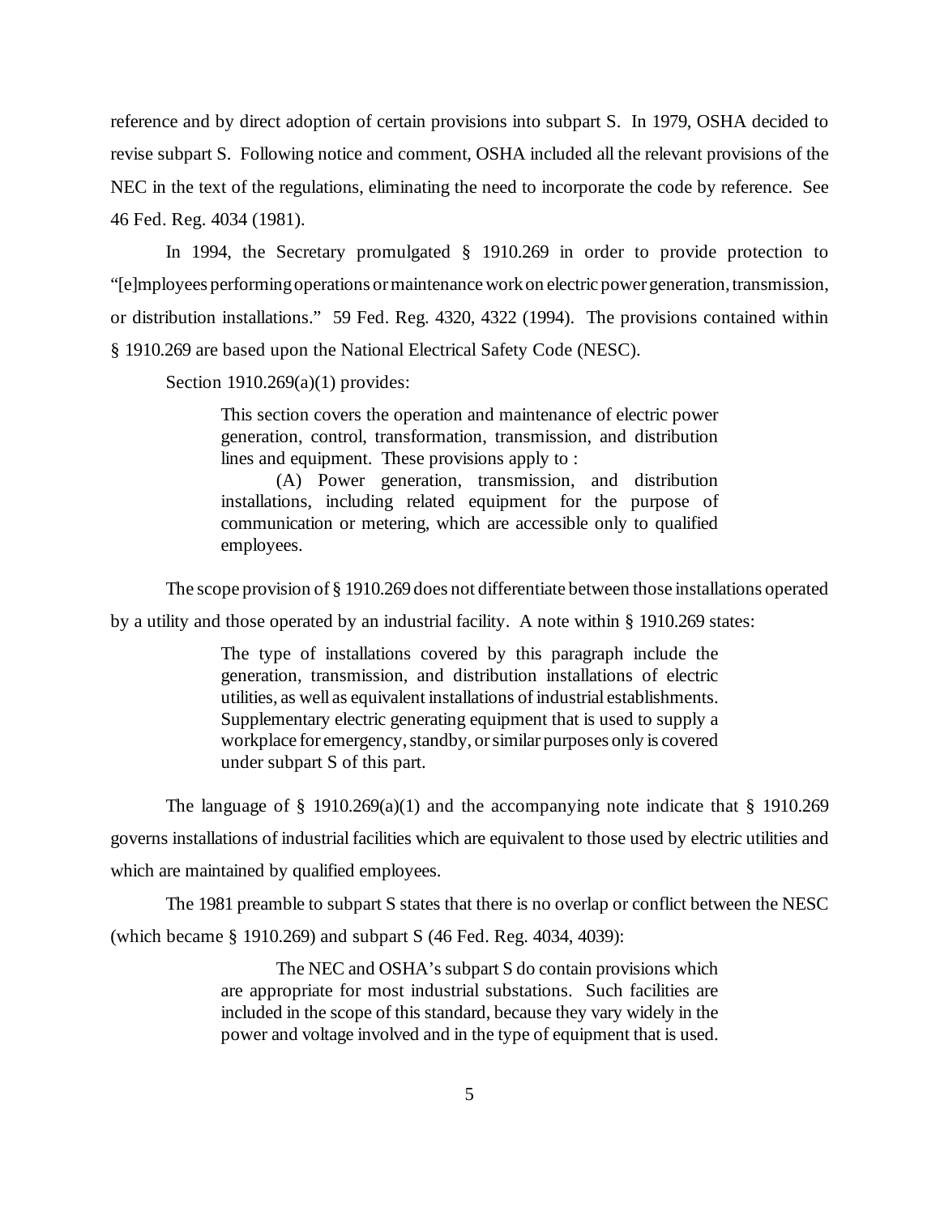reference and by direct adoption of certain provisions into subpart S. In 1979, OSHA decided to revise subpart S. Following notice and comment, OSHA included all the relevant provisions of the NEC in the text of the regulations, eliminating the need to incorporate the code by reference. See 46 Fed. Reg. 4034 (1981).

In 1994, the Secretary promulgated § 1910.269 in order to provide protection to "[e]mployees performing operations or maintenance work on electric power generation, transmission, or distribution installations." 59 Fed. Reg. 4320, 4322 (1994). The provisions contained within § 1910.269 are based upon the National Electrical Safety Code (NESC).

Section 1910.269(a)(1) provides:

> This section covers the operation and maintenance of electric power generation, control, transformation, transmission, and distribution lines and equipment. These provisions apply to :
>
> (A) Power generation, transmission, and distribution installations, including related equipment for the purpose of communication or metering, which are accessible only to qualified employees.

The scope provision of § 1910.269 does not differentiate between those installations operated by a utility and those operated by an industrial facility. A note within § 1910.269 states:

> The type of installations covered by this paragraph include the generation, transmission, and distribution installations of electric utilities, as well as equivalent installations of industrial establishments. Supplementary electric generating equipment that is used to supply a workplace for emergency, standby, or similar purposes only is covered under subpart S of this part.

The language of § 1910.269(a)(1) and the accompanying note indicate that § 1910.269 governs installations of industrial facilities which are equivalent to those used by electric utilities and which are maintained by qualified employees.

The 1981 preamble to subpart S states that there is no overlap or conflict between the NESC (which became § 1910.269) and subpart S (46 Fed. Reg. 4034, 4039):

> The NEC and OSHA's subpart S do contain provisions which are appropriate for most industrial substations. Such facilities are included in the scope of this standard, because they vary widely in the power and voltage involved and in the type of equipment that is used.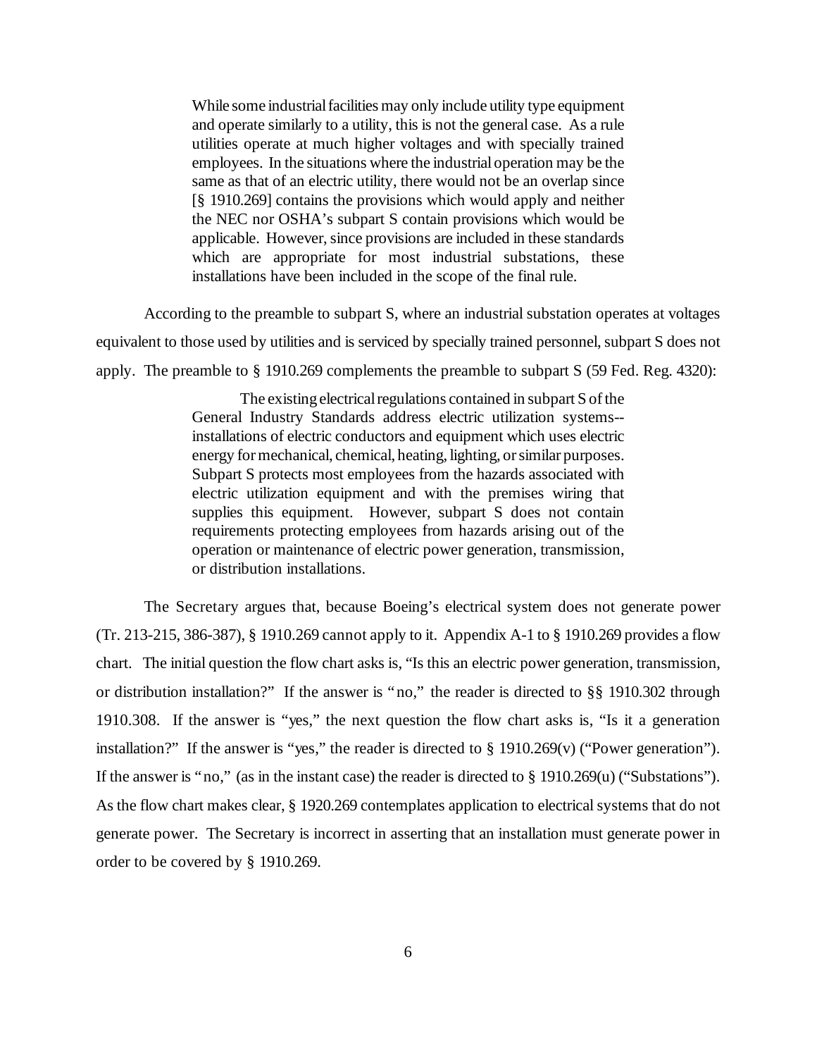> While some industrial facilities may only include utility type equipment and operate similarly to a utility, this is not the general case. As a rule utilities operate at much higher voltages and with specially trained employees. In the situations where the industrial operation may be the same as that of an electric utility, there would not be an overlap since [§ 1910.269] contains the provisions which would apply and neither the NEC nor OSHA's subpart S contain provisions which would be applicable. However, since provisions are included in these standards which are appropriate for most industrial substations, these installations have been included in the scope of the final rule.

According to the preamble to subpart S, where an industrial substation operates at voltages equivalent to those used by utilities and is serviced by specially trained personnel, subpart S does not apply. The preamble to § 1910.269 complements the preamble to subpart S (59 Fed. Reg. 4320):

> The existing electrical regulations contained in subpart S of the General Industry Standards address electric utilization systems--installations of electric conductors and equipment which uses electric energy for mechanical, chemical, heating, lighting, or similar purposes. Subpart S protects most employees from the hazards associated with electric utilization equipment and with the premises wiring that supplies this equipment. However, subpart S does not contain requirements protecting employees from hazards arising out of the operation or maintenance of electric power generation, transmission, or distribution installations.

The Secretary argues that, because Boeing's electrical system does not generate power (Tr. 213-215, 386-387), § 1910.269 cannot apply to it. Appendix A-1 to § 1910.269 provides a flow chart. The initial question the flow chart asks is, "Is this an electric power generation, transmission, or distribution installation?" If the answer is "no," the reader is directed to §§ 1910.302 through 1910.308. If the answer is "yes," the next question the flow chart asks is, "Is it a generation installation?" If the answer is "yes," the reader is directed to § 1910.269(v) ("Power generation"). If the answer is "no," (as in the instant case) the reader is directed to § 1910.269(u) ("Substations"). As the flow chart makes clear, § 1920.269 contemplates application to electrical systems that do not generate power. The Secretary is incorrect in asserting that an installation must generate power in order to be covered by § 1910.269.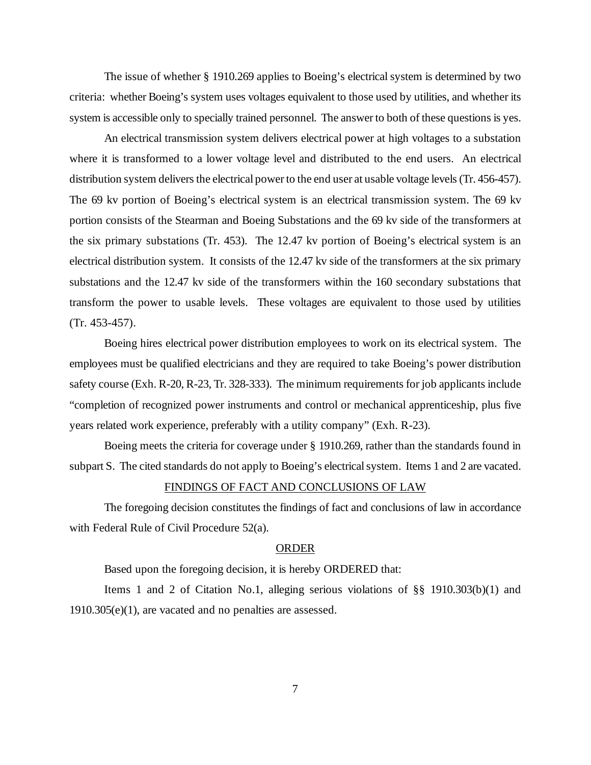The issue of whether § 1910.269 applies to Boeing's electrical system is determined by two criteria: whether Boeing's system uses voltages equivalent to those used by utilities, and whether its system is accessible only to specially trained personnel. The answer to both of these questions is yes.

An electrical transmission system delivers electrical power at high voltages to a substation where it is transformed to a lower voltage level and distributed to the end users. An electrical distribution system delivers the electrical power to the end user at usable voltage levels (Tr. 456-457). The 69 kv portion of Boeing's electrical system is an electrical transmission system. The 69 kv portion consists of the Stearman and Boeing Substations and the 69 kv side of the transformers at the six primary substations (Tr. 453). The 12.47 kv portion of Boeing's electrical system is an electrical distribution system. It consists of the 12.47 kv side of the transformers at the six primary substations and the 12.47 kv side of the transformers within the 160 secondary substations that transform the power to usable levels. These voltages are equivalent to those used by utilities (Tr. 453-457).

Boeing hires electrical power distribution employees to work on its electrical system. The employees must be qualified electricians and they are required to take Boeing's power distribution safety course (Exh. R-20, R-23, Tr. 328-333). The minimum requirements for job applicants include "completion of recognized power instruments and control or mechanical apprenticeship, plus five years related work experience, preferably with a utility company" (Exh. R-23).

Boeing meets the criteria for coverage under § 1910.269, rather than the standards found in subpart S. The cited standards do not apply to Boeing's electrical system. Items 1 and 2 are vacated.

## FINDINGS OF FACT AND CONCLUSIONS OF LAW

The foregoing decision constitutes the findings of fact and conclusions of law in accordance with Federal Rule of Civil Procedure 52(a).

## ORDER

Based upon the foregoing decision, it is hereby ORDERED that:

Items 1 and 2 of Citation No.1, alleging serious violations of §§ 1910.303(b)(1) and 1910.305(e)(1), are vacated and no penalties are assessed.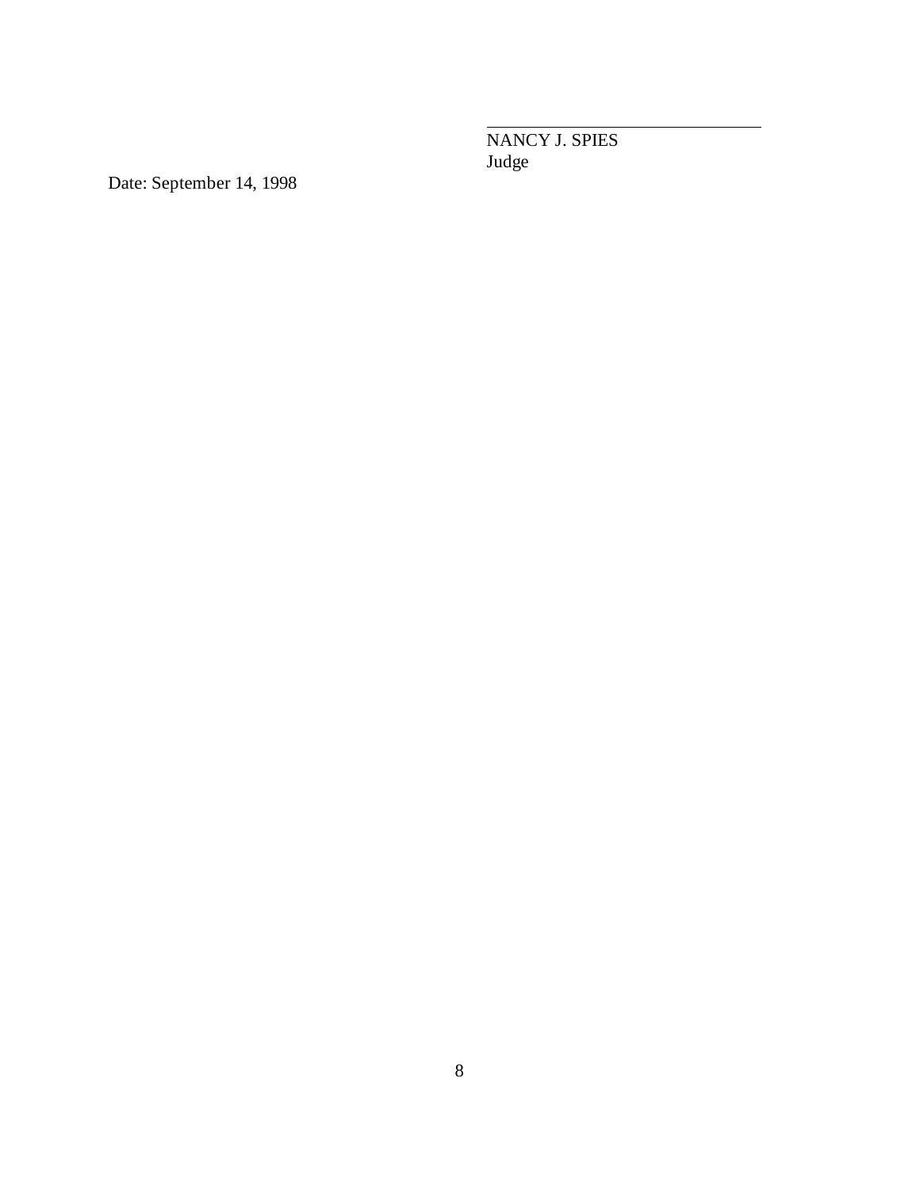NANCY J. SPIES
Judge

Date: September 14, 1998